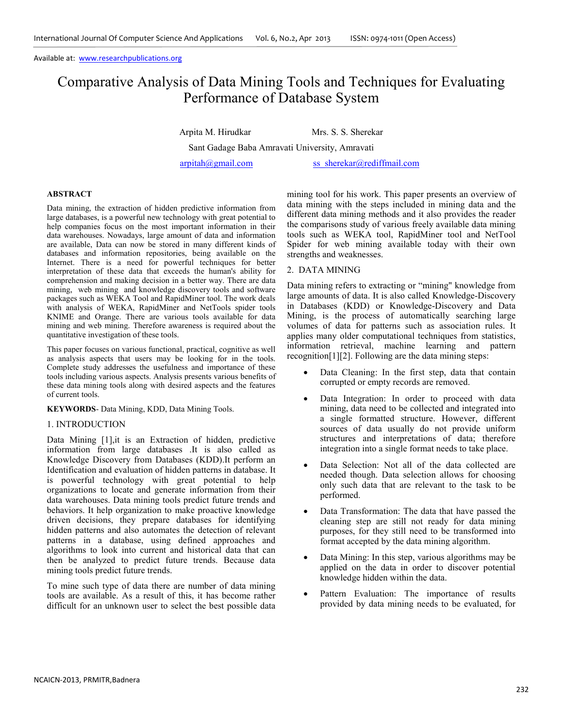Available at: www.researchpublications.org

# Comparative Analysis of Data Mining Tools and Techniques for Evaluating Performance of Database System

Arpita M. Hirudkar    Mrs. S. S. Sherekar

Sant Gadage Baba Amravati University, Amravati

arpitah@gmail.com    ss_sherekar@rediffmail.com

**ABSTRACT**

Data mining, the extraction of hidden predictive information from large databases, is a powerful new technology with great potential to help companies focus on the most important information in their data warehouses. Nowadays, large amount of data and information are available, Data can now be stored in many different kinds of databases and information repositories, being available on the Internet. There is a need for powerful techniques for better interpretation of these data that exceeds the human's ability for comprehension and making decision in a better way. There are data mining, web mining and knowledge discovery tools and software packages such as WEKA Tool and RapidMiner tool. The work deals with analysis of WEKA, RapidMiner and NetTools spider tools KNIME and Orange. There are various tools available for data mining and web mining. Therefore awareness is required about the quantitative investigation of these tools.

This paper focuses on various functional, practical, cognitive as well as analysis aspects that users may be looking for in the tools. Complete study addresses the usefulness and importance of these tools including various aspects. Analysis presents various benefits of these data mining tools along with desired aspects and the features of current tools.

**KEYWORDS**- Data Mining, KDD, Data Mining Tools.

## 1. INTRODUCTION

Data Mining [1],it is an Extraction of hidden, predictive information from large databases .It is also called as Knowledge Discovery from Databases (KDD).It perform an Identification and evaluation of hidden patterns in database. It is powerful technology with great potential to help organizations to locate and generate information from their data warehouses. Data mining tools predict future trends and behaviors. It help organization to make proactive knowledge driven decisions, they prepare databases for identifying hidden patterns and also automates the detection of relevant patterns in a database, using defined approaches and algorithms to look into current and historical data that can then be analyzed to predict future trends. Because data mining tools predict future trends.

To mine such type of data there are number of data mining tools are available. As a result of this, it has become rather difficult for an unknown user to select the best possible data mining tool for his work. This paper presents an overview of data mining with the steps included in mining data and the different data mining methods and it also provides the reader the comparisons study of various freely available data mining tools such as WEKA tool, RapidMiner tool and NetTool Spider for web mining available today with their own strengths and weaknesses.

## 2. DATA MINING

Data mining refers to extracting or "mining" knowledge from large amounts of data. It is also called Knowledge-Discovery in Databases (KDD) or Knowledge-Discovery and Data Mining, is the process of automatically searching large volumes of data for patterns such as association rules. It applies many older computational techniques from statistics, information retrieval, machine learning and pattern recognition[1][2]. Following are the data mining steps:

- Data Cleaning: In the first step, data that contain corrupted or empty records are removed.
- Data Integration: In order to proceed with data mining, data need to be collected and integrated into a single formatted structure. However, different sources of data usually do not provide uniform structures and interpretations of data; therefore integration into a single format needs to take place.
- Data Selection: Not all of the data collected are needed though. Data selection allows for choosing only such data that are relevant to the task to be performed.
- Data Transformation: The data that have passed the cleaning step are still not ready for data mining purposes, for they still need to be transformed into format accepted by the data mining algorithm.
- Data Mining: In this step, various algorithms may be applied on the data in order to discover potential knowledge hidden within the data.
- Pattern Evaluation: The importance of results provided by data mining needs to be evaluated, for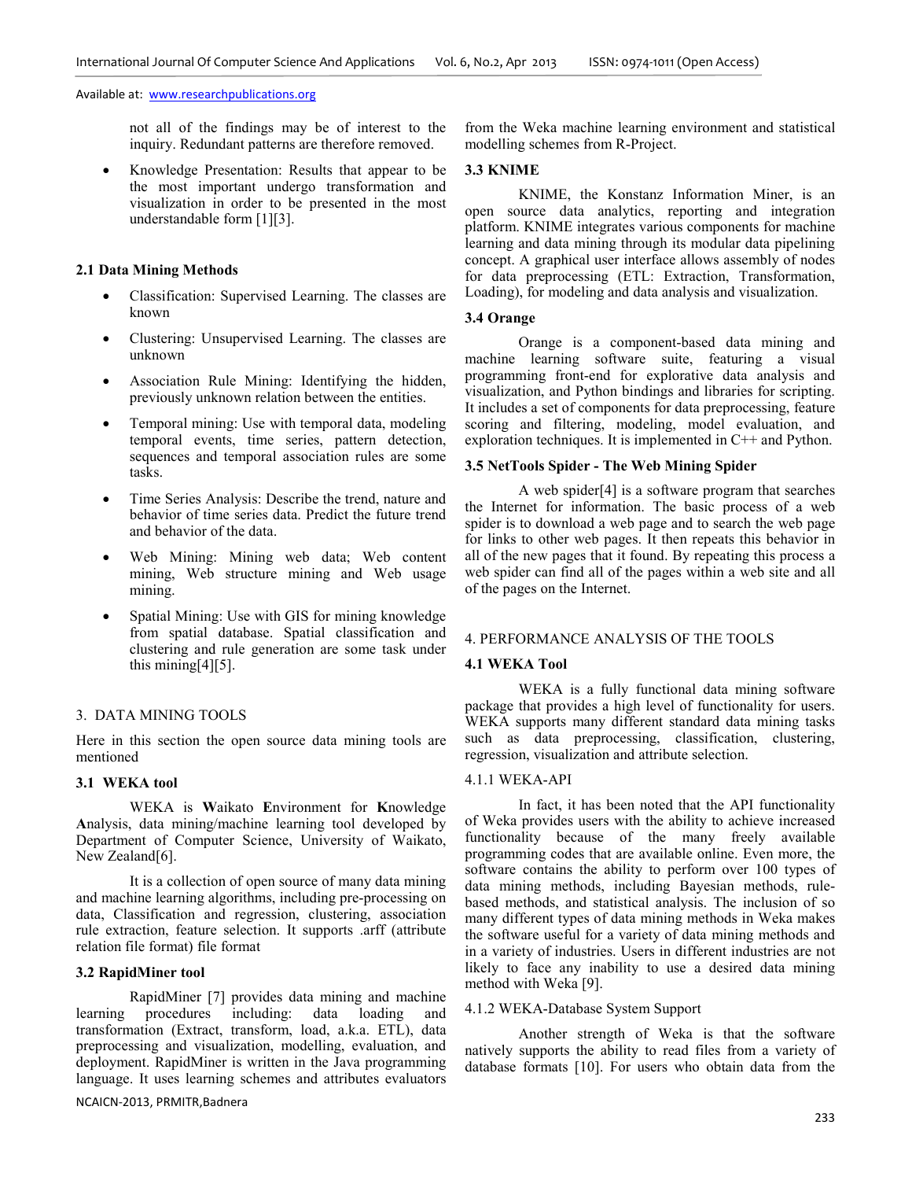not all of the findings may be of interest to the inquiry. Redundant patterns are therefore removed.

- Knowledge Presentation: Results that appear to be the most important undergo transformation and visualization in order to be presented in the most understandable form [1][3].

### 2.1 Data Mining Methods

- Classification: Supervised Learning. The classes are known
- Clustering: Unsupervised Learning. The classes are unknown
- Association Rule Mining: Identifying the hidden, previously unknown relation between the entities.
- Temporal mining: Use with temporal data, modeling temporal events, time series, pattern detection, sequences and temporal association rules are some tasks.
- Time Series Analysis: Describe the trend, nature and behavior of time series data. Predict the future trend and behavior of the data.
- Web Mining: Mining web data; Web content mining, Web structure mining and Web usage mining.
- Spatial Mining: Use with GIS for mining knowledge from spatial database. Spatial classification and clustering and rule generation are some task under this mining[4][5].

## 3. DATA MINING TOOLS

Here in this section the open source data mining tools are mentioned

### 3.1 WEKA tool

WEKA is **W**aikato **E**nvironment for **K**nowledge **A**nalysis, data mining/machine learning tool developed by Department of Computer Science, University of Waikato, New Zealand[6].

It is a collection of open source of many data mining and machine learning algorithms, including pre-processing on data, Classification and regression, clustering, association rule extraction, feature selection. It supports .arff (attribute relation file format) file format

### 3.2 RapidMiner tool

RapidMiner [7] provides data mining and machine learning procedures including: data loading and transformation (Extract, transform, load, a.k.a. ETL), data preprocessing and visualization, modelling, evaluation, and deployment. RapidMiner is written in the Java programming language. It uses learning schemes and attributes evaluators from the Weka machine learning environment and statistical modelling schemes from R-Project.

### 3.3 KNIME

KNIME, the Konstanz Information Miner, is an open source data analytics, reporting and integration platform. KNIME integrates various components for machine learning and data mining through its modular data pipelining concept. A graphical user interface allows assembly of nodes for data preprocessing (ETL: Extraction, Transformation, Loading), for modeling and data analysis and visualization.

### 3.4 Orange

Orange is a component-based data mining and machine learning software suite, featuring a visual programming front-end for explorative data analysis and visualization, and Python bindings and libraries for scripting. It includes a set of components for data preprocessing, feature scoring and filtering, modeling, model evaluation, and exploration techniques. It is implemented in C++ and Python.

### 3.5 NetTools Spider - The Web Mining Spider

A web spider[4] is a software program that searches the Internet for information. The basic process of a web spider is to download a web page and to search the web page for links to other web pages. It then repeats this behavior in all of the new pages that it found. By repeating this process a web spider can find all of the pages within a web site and all of the pages on the Internet.

## 4. PERFORMANCE ANALYSIS OF THE TOOLS

### 4.1 WEKA Tool

WEKA is a fully functional data mining software package that provides a high level of functionality for users. WEKA supports many different standard data mining tasks such as data preprocessing, classification, clustering, regression, visualization and attribute selection.

#### 4.1.1 WEKA-API

In fact, it has been noted that the API functionality of Weka provides users with the ability to achieve increased functionality because of the many freely available programming codes that are available online. Even more, the software contains the ability to perform over 100 types of data mining methods, including Bayesian methods, rule-based methods, and statistical analysis. The inclusion of so many different types of data mining methods in Weka makes the software useful for a variety of data mining methods and in a variety of industries. Users in different industries are not likely to face any inability to use a desired data mining method with Weka [9].

#### 4.1.2 WEKA-Database System Support

Another strength of Weka is that the software natively supports the ability to read files from a variety of database formats [10]. For users who obtain data from the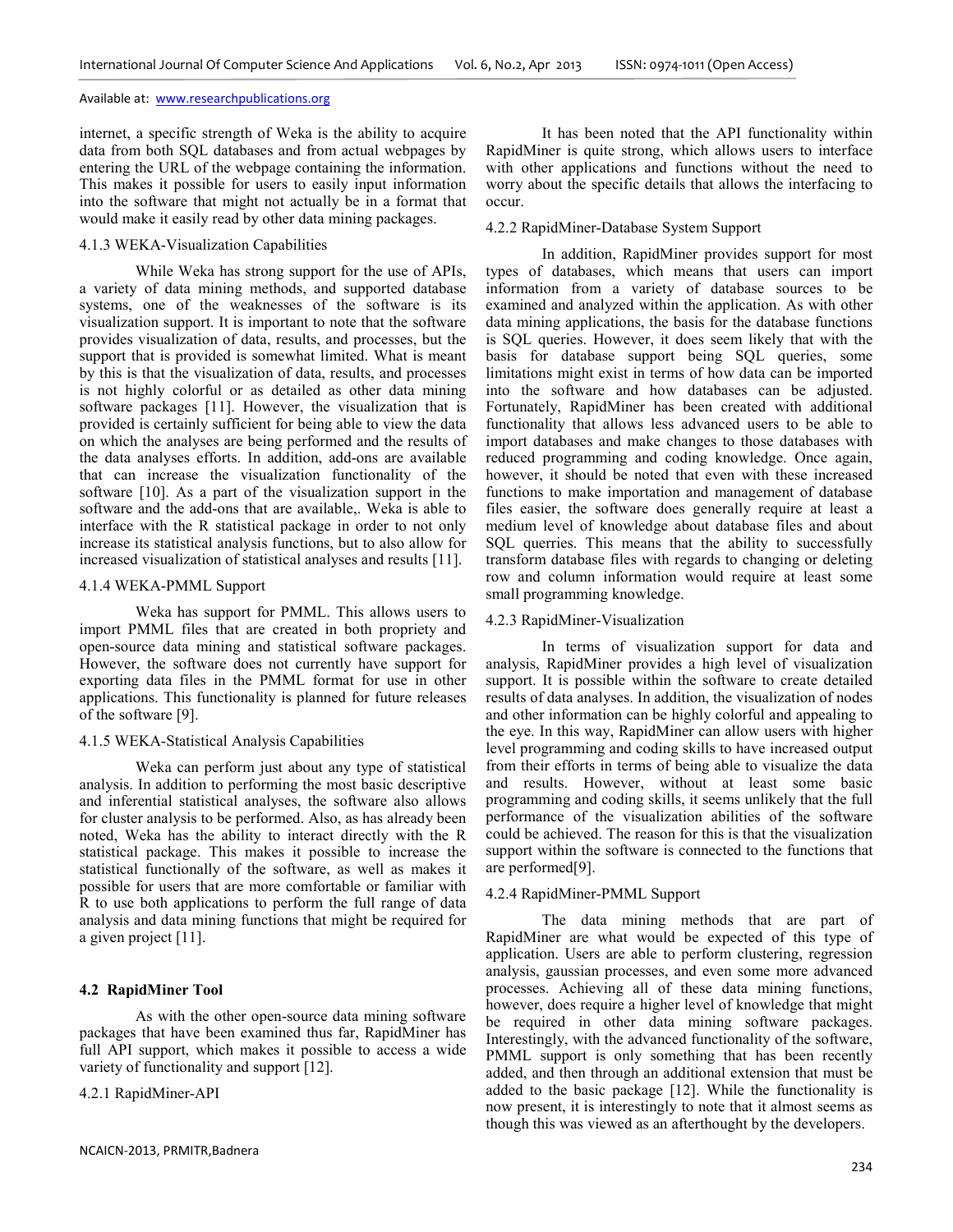internet, a specific strength of Weka is the ability to acquire data from both SQL databases and from actual webpages by entering the URL of the webpage containing the information. This makes it possible for users to easily input information into the software that might not actually be in a format that would make it easily read by other data mining packages.

#### 4.1.3 WEKA-Visualization Capabilities

While Weka has strong support for the use of APIs, a variety of data mining methods, and supported database systems, one of the weaknesses of the software is its visualization support. It is important to note that the software provides visualization of data, results, and processes, but the support that is provided is somewhat limited. What is meant by this is that the visualization of data, results, and processes is not highly colorful or as detailed as other data mining software packages [11]. However, the visualization that is provided is certainly sufficient for being able to view the data on which the analyses are being performed and the results of the data analyses efforts. In addition, add-ons are available that can increase the visualization functionality of the software [10]. As a part of the visualization support in the software and the add-ons that are available,. Weka is able to interface with the R statistical package in order to not only increase its statistical analysis functions, but to also allow for increased visualization of statistical analyses and results [11].

#### 4.1.4 WEKA-PMML Support

Weka has support for PMML. This allows users to import PMML files that are created in both propriety and open-source data mining and statistical software packages. However, the software does not currently have support for exporting data files in the PMML format for use in other applications. This functionality is planned for future releases of the software [9].

#### 4.1.5 WEKA-Statistical Analysis Capabilities

Weka can perform just about any type of statistical analysis. In addition to performing the most basic descriptive and inferential statistical analyses, the software also allows for cluster analysis to be performed. Also, as has already been noted, Weka has the ability to interact directly with the R statistical package. This makes it possible to increase the statistical functionally of the software, as well as makes it possible for users that are more comfortable or familiar with R to use both applications to perform the full range of data analysis and data mining functions that might be required for a given project [11].

### 4.2 RapidMiner Tool

As with the other open-source data mining software packages that have been examined thus far, RapidMiner has full API support, which makes it possible to access a wide variety of functionality and support [12].

#### 4.2.1 RapidMiner-API

It has been noted that the API functionality within RapidMiner is quite strong, which allows users to interface with other applications and functions without the need to worry about the specific details that allows the interfacing to occur.

#### 4.2.2 RapidMiner-Database System Support

In addition, RapidMiner provides support for most types of databases, which means that users can import information from a variety of database sources to be examined and analyzed within the application. As with other data mining applications, the basis for the database functions is SQL queries. However, it does seem likely that with the basis for database support being SQL queries, some limitations might exist in terms of how data can be imported into the software and how databases can be adjusted. Fortunately, RapidMiner has been created with additional functionality that allows less advanced users to be able to import databases and make changes to those databases with reduced programming and coding knowledge. Once again, however, it should be noted that even with these increased functions to make importation and management of database files easier, the software does generally require at least a medium level of knowledge about database files and about SQL querries. This means that the ability to successfully transform database files with regards to changing or deleting row and column information would require at least some small programming knowledge.

#### 4.2.3 RapidMiner-Visualization

In terms of visualization support for data and analysis, RapidMiner provides a high level of visualization support. It is possible within the software to create detailed results of data analyses. In addition, the visualization of nodes and other information can be highly colorful and appealing to the eye. In this way, RapidMiner can allow users with higher level programming and coding skills to have increased output from their efforts in terms of being able to visualize the data and results. However, without at least some basic programming and coding skills, it seems unlikely that the full performance of the visualization abilities of the software could be achieved. The reason for this is that the visualization support within the software is connected to the functions that are performed[9].

#### 4.2.4 RapidMiner-PMML Support

The data mining methods that are part of RapidMiner are what would be expected of this type of application. Users are able to perform clustering, regression analysis, gaussian processes, and even some more advanced processes. Achieving all of these data mining functions, however, does require a higher level of knowledge that might be required in other data mining software packages. Interestingly, with the advanced functionality of the software, PMML support is only something that has been recently added, and then through an additional extension that must be added to the basic package [12]. While the functionality is now present, it is interestingly to note that it almost seems as though this was viewed as an afterthought by the developers.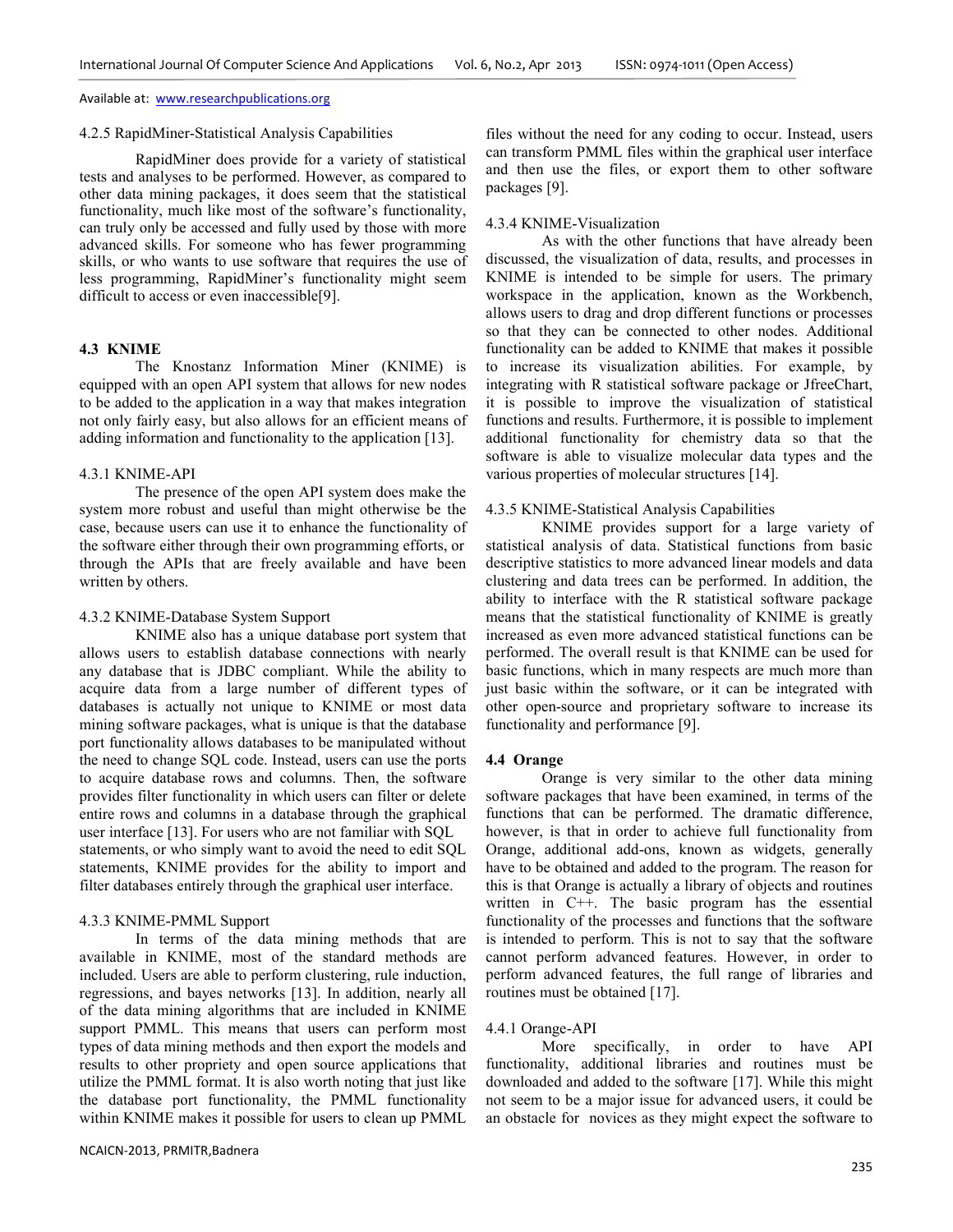4.2.5 RapidMiner-Statistical Analysis Capabilities

RapidMiner does provide for a variety of statistical tests and analyses to be performed. However, as compared to other data mining packages, it does seem that the statistical functionality, much like most of the software's functionality, can truly only be accessed and fully used by those with more advanced skills. For someone who has fewer programming skills, or who wants to use software that requires the use of less programming, RapidMiner's functionality might seem difficult to access or even inaccessible[9].

### 4.3 KNIME

The Knostanz Information Miner (KNIME) is equipped with an open API system that allows for new nodes to be added to the application in a way that makes integration not only fairly easy, but also allows for an efficient means of adding information and functionality to the application [13].

4.3.1 KNIME-API

The presence of the open API system does make the system more robust and useful than might otherwise be the case, because users can use it to enhance the functionality of the software either through their own programming efforts, or through the APIs that are freely available and have been written by others.

4.3.2 KNIME-Database System Support

KNIME also has a unique database port system that allows users to establish database connections with nearly any database that is JDBC compliant. While the ability to acquire data from a large number of different types of databases is actually not unique to KNIME or most data mining software packages, what is unique is that the database port functionality allows databases to be manipulated without the need to change SQL code. Instead, users can use the ports to acquire database rows and columns. Then, the software provides filter functionality in which users can filter or delete entire rows and columns in a database through the graphical user interface [13]. For users who are not familiar with SQL statements, or who simply want to avoid the need to edit SQL statements, KNIME provides for the ability to import and filter databases entirely through the graphical user interface.

4.3.3 KNIME-PMML Support

In terms of the data mining methods that are available in KNIME, most of the standard methods are included. Users are able to perform clustering, rule induction, regressions, and bayes networks [13]. In addition, nearly all of the data mining algorithms that are included in KNIME support PMML. This means that users can perform most types of data mining methods and then export the models and results to other propriety and open source applications that utilize the PMML format. It is also worth noting that just like the database port functionality, the PMML functionality within KNIME makes it possible for users to clean up PMML files without the need for any coding to occur. Instead, users can transform PMML files within the graphical user interface and then use the files, or export them to other software packages [9].

4.3.4 KNIME-Visualization

As with the other functions that have already been discussed, the visualization of data, results, and processes in KNIME is intended to be simple for users. The primary workspace in the application, known as the Workbench, allows users to drag and drop different functions or processes so that they can be connected to other nodes. Additional functionality can be added to KNIME that makes it possible to increase its visualization abilities. For example, by integrating with R statistical software package or JfreeChart, it is possible to improve the visualization of statistical functions and results. Furthermore, it is possible to implement additional functionality for chemistry data so that the software is able to visualize molecular data types and the various properties of molecular structures [14].

4.3.5 KNIME-Statistical Analysis Capabilities

KNIME provides support for a large variety of statistical analysis of data. Statistical functions from basic descriptive statistics to more advanced linear models and data clustering and data trees can be performed. In addition, the ability to interface with the R statistical software package means that the statistical functionality of KNIME is greatly increased as even more advanced statistical functions can be performed. The overall result is that KNIME can be used for basic functions, which in many respects are much more than just basic within the software, or it can be integrated with other open-source and proprietary software to increase its functionality and performance [9].

### 4.4 Orange

Orange is very similar to the other data mining software packages that have been examined, in terms of the functions that can be performed. The dramatic difference, however, is that in order to achieve full functionality from Orange, additional add-ons, known as widgets, generally have to be obtained and added to the program. The reason for this is that Orange is actually a library of objects and routines written in C++. The basic program has the essential functionality of the processes and functions that the software is intended to perform. This is not to say that the software cannot perform advanced features. However, in order to perform advanced features, the full range of libraries and routines must be obtained [17].

4.4.1 Orange-API

More specifically, in order to have API functionality, additional libraries and routines must be downloaded and added to the software [17]. While this might not seem to be a major issue for advanced users, it could be an obstacle for novices as they might expect the software to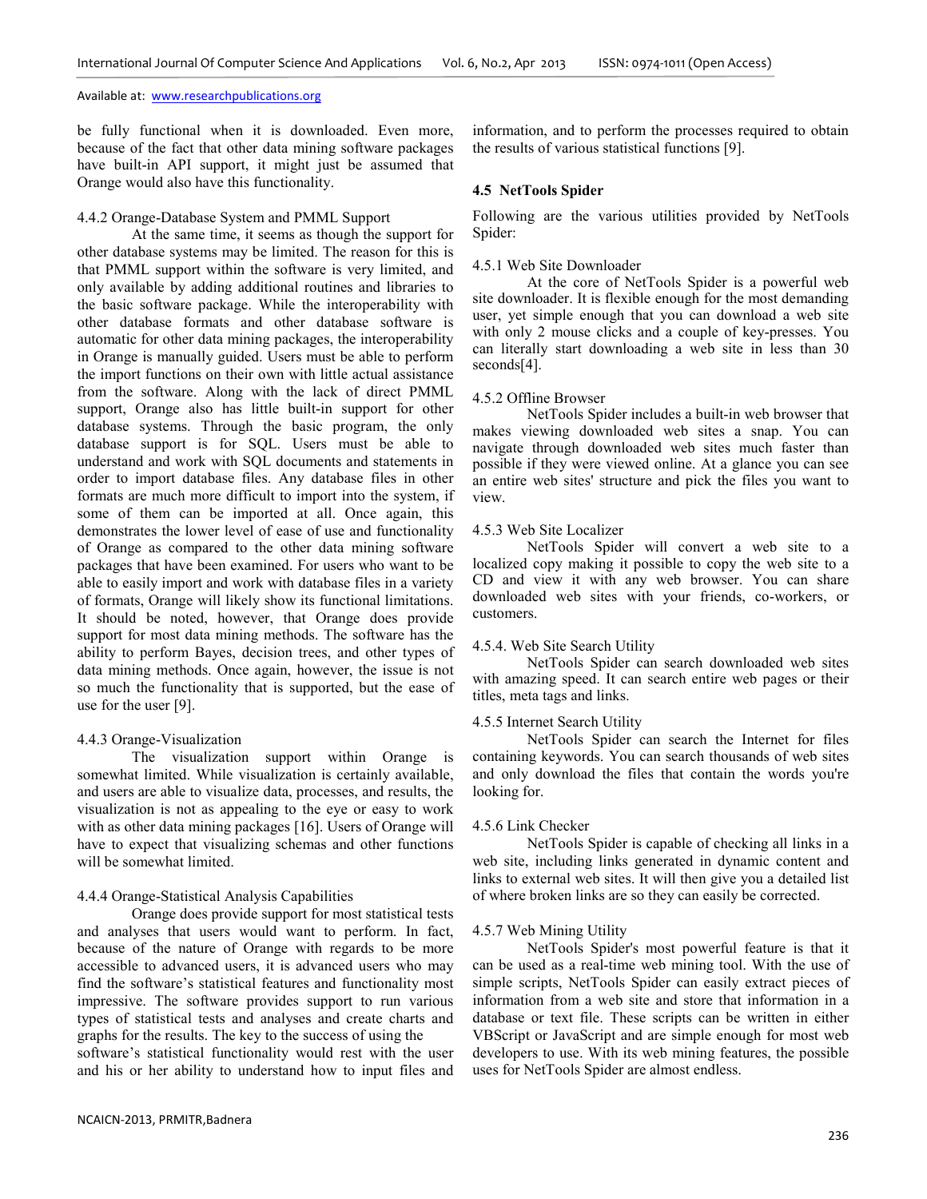be fully functional when it is downloaded. Even more, because of the fact that other data mining software packages have built-in API support, it might just be assumed that Orange would also have this functionality.

4.4.2 Orange-Database System and PMML Support

At the same time, it seems as though the support for other database systems may be limited. The reason for this is that PMML support within the software is very limited, and only available by adding additional routines and libraries to the basic software package. While the interoperability with other database formats and other database software is automatic for other data mining packages, the interoperability in Orange is manually guided. Users must be able to perform the import functions on their own with little actual assistance from the software. Along with the lack of direct PMML support, Orange also has little built-in support for other database systems. Through the basic program, the only database support is for SQL. Users must be able to understand and work with SQL documents and statements in order to import database files. Any database files in other formats are much more difficult to import into the system, if some of them can be imported at all. Once again, this demonstrates the lower level of ease of use and functionality of Orange as compared to the other data mining software packages that have been examined. For users who want to be able to easily import and work with database files in a variety of formats, Orange will likely show its functional limitations. It should be noted, however, that Orange does provide support for most data mining methods. The software has the ability to perform Bayes, decision trees, and other types of data mining methods. Once again, however, the issue is not so much the functionality that is supported, but the ease of use for the user [9].

4.4.3 Orange-Visualization

The visualization support within Orange is somewhat limited. While visualization is certainly available, and users are able to visualize data, processes, and results, the visualization is not as appealing to the eye or easy to work with as other data mining packages [16]. Users of Orange will have to expect that visualizing schemas and other functions will be somewhat limited.

4.4.4 Orange-Statistical Analysis Capabilities

Orange does provide support for most statistical tests and analyses that users would want to perform. In fact, because of the nature of Orange with regards to be more accessible to advanced users, it is advanced users who may find the software's statistical features and functionality most impressive. The software provides support to run various types of statistical tests and analyses and create charts and graphs for the results. The key to the success of using the software's statistical functionality would rest with the user and his or her ability to understand how to input files and information, and to perform the processes required to obtain the results of various statistical functions [9].

### 4.5 NetTools Spider

Following are the various utilities provided by NetTools Spider:

4.5.1 Web Site Downloader

At the core of NetTools Spider is a powerful web site downloader. It is flexible enough for the most demanding user, yet simple enough that you can download a web site with only 2 mouse clicks and a couple of key-presses. You can literally start downloading a web site in less than 30 seconds[4].

4.5.2 Offline Browser

NetTools Spider includes a built-in web browser that makes viewing downloaded web sites a snap. You can navigate through downloaded web sites much faster than possible if they were viewed online. At a glance you can see an entire web sites' structure and pick the files you want to view.

4.5.3 Web Site Localizer

NetTools Spider will convert a web site to a localized copy making it possible to copy the web site to a CD and view it with any web browser. You can share downloaded web sites with your friends, co-workers, or customers.

4.5.4. Web Site Search Utility

NetTools Spider can search downloaded web sites with amazing speed. It can search entire web pages or their titles, meta tags and links.

4.5.5 Internet Search Utility

NetTools Spider can search the Internet for files containing keywords. You can search thousands of web sites and only download the files that contain the words you're looking for.

4.5.6 Link Checker

NetTools Spider is capable of checking all links in a web site, including links generated in dynamic content and links to external web sites. It will then give you a detailed list of where broken links are so they can easily be corrected.

4.5.7 Web Mining Utility

NetTools Spider's most powerful feature is that it can be used as a real-time web mining tool. With the use of simple scripts, NetTools Spider can easily extract pieces of information from a web site and store that information in a database or text file. These scripts can be written in either VBScript or JavaScript and are simple enough for most web developers to use. With its web mining features, the possible uses for NetTools Spider are almost endless.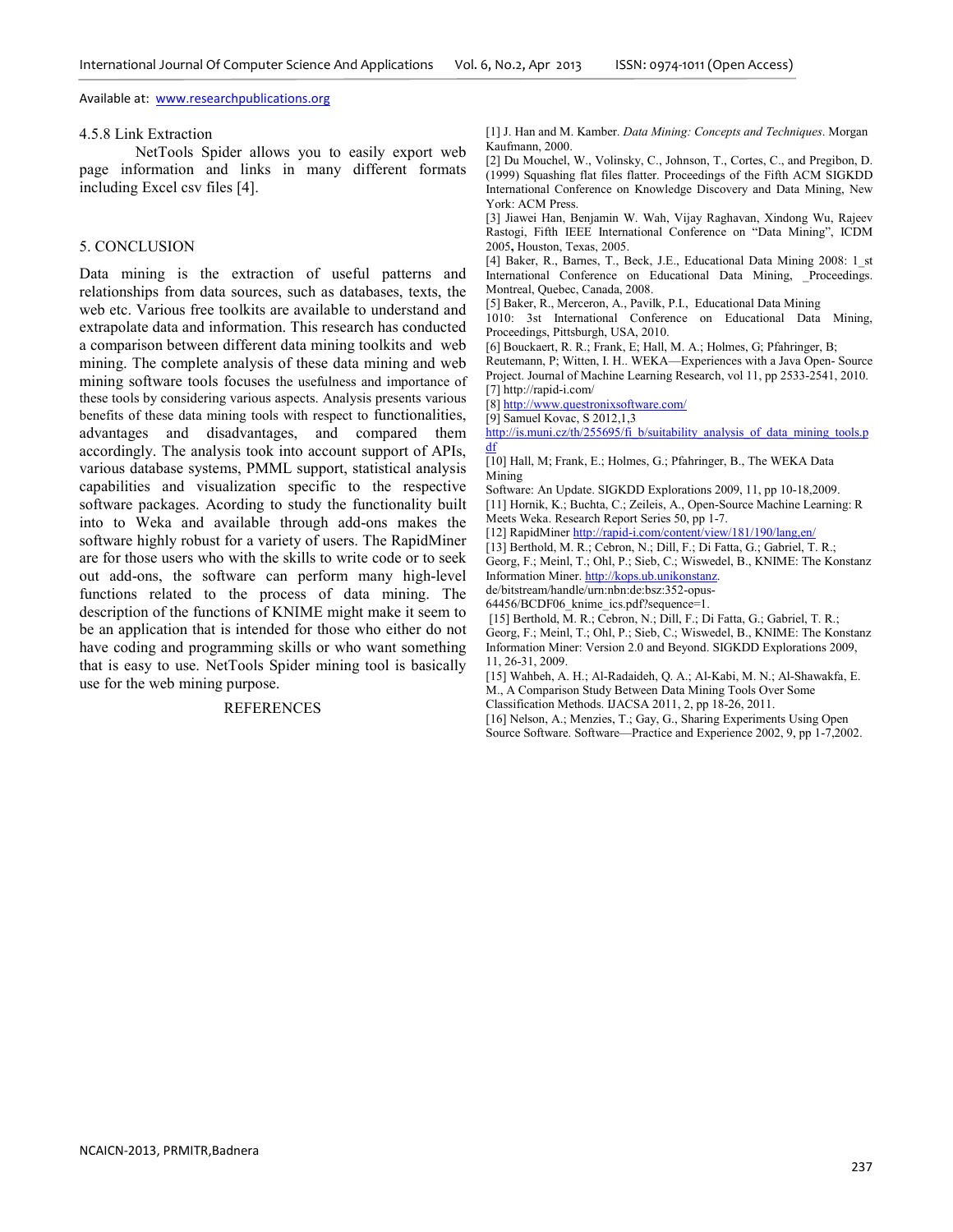Available at: www.researchpublications.org

#### 4.5.8 Link Extraction

NetTools Spider allows you to easily export web page information and links in many different formats including Excel csv files [4].

## 5. CONCLUSION

Data mining is the extraction of useful patterns and relationships from data sources, such as databases, texts, the web etc. Various free toolkits are available to understand and extrapolate data and information. This research has conducted a comparison between different data mining toolkits and web mining. The complete analysis of these data mining and web mining software tools focuses the usefulness and importance of these tools by considering various aspects. Analysis presents various benefits of these data mining tools with respect to functionalities, advantages and disadvantages, and compared them accordingly. The analysis took into account support of APIs, various database systems, PMML support, statistical analysis capabilities and visualization specific to the respective software packages. Acording to study the functionality built into to Weka and available through add-ons makes the software highly robust for a variety of users. The RapidMiner are for those users who with the skills to write code or to seek out add-ons, the software can perform many high-level functions related to the process of data mining. The description of the functions of KNIME might make it seem to be an application that is intended for those who either do not have coding and programming skills or who want something that is easy to use. NetTools Spider mining tool is basically use for the web mining purpose.

## REFERENCES

[1] J. Han and M. Kamber. *Data Mining: Concepts and Techniques*. Morgan Kaufmann, 2000.

[2] Du Mouchel, W., Volinsky, C., Johnson, T., Cortes, C., and Pregibon, D. (1999) Squashing flat files flatter. Proceedings of the Fifth ACM SIGKDD International Conference on Knowledge Discovery and Data Mining, New York: ACM Press.

[3] Jiawei Han, Benjamin W. Wah, Vijay Raghavan, Xindong Wu, Rajeev Rastogi, Fifth IEEE International Conference on "Data Mining", ICDM 2005, Houston, Texas, 2005.

[4] Baker, R., Barnes, T., Beck, J.E., Educational Data Mining 2008: 1_st International Conference on Educational Data Mining, _Proceedings. Montreal, Quebec, Canada, 2008.

[5] Baker, R., Merceron, A., Pavilk, P.I., Educational Data Mining 1010: 3st International Conference on Educational Data Mining, Proceedings, Pittsburgh, USA, 2010.

[6] Bouckaert, R. R.; Frank, E; Hall, M. A.; Holmes, G; Pfahringer, B; Reutemann, P; Witten, I. H.. WEKA—Experiences with a Java Open- Source Project. Journal of Machine Learning Research, vol 11, pp 2533-2541, 2010.

[7] http://rapid-i.com/

[8] http://www.questronixsoftware.com/

[9] Samuel Kovac, S 2012,1,3 http://is.muni.cz/th/255695/fi_b/suitability_analysis_of_data_mining_tools.pdf

[10] Hall, M; Frank, E.; Holmes, G.; Pfahringer, B., The WEKA Data Mining Software: An Update. SIGKDD Explorations 2009, 11, pp 10-18,2009.

[11] Hornik, K.; Buchta, C.; Zeileis, A., Open-Source Machine Learning: R Meets Weka. Research Report Series 50, pp 1-7.

[12] RapidMiner http://rapid-i.com/content/view/181/190/lang,en/

[13] Berthold, M. R.; Cebron, N.; Dill, F.; Di Fatta, G.; Gabriel, T. R.; Georg, F.; Meinl, T.; Ohl, P.; Sieb, C.; Wiswedel, B., KNIME: The Konstanz Information Miner. http://kops.ub.unikonstanz.de/bitstream/handle/urn:nbn:de:bsz:352-opus-64456/BCDF06_knime_ics.pdf?sequence=1.

[15] Berthold, M. R.; Cebron, N.; Dill, F.; Di Fatta, G.; Gabriel, T. R.; Georg, F.; Meinl, T.; Ohl, P.; Sieb, C.; Wiswedel, B., KNIME: The Konstanz Information Miner: Version 2.0 and Beyond. SIGKDD Explorations 2009, 11, 26-31, 2009.

[15] Wahbeh, A. H.; Al-Radaideh, Q. A.; Al-Kabi, M. N.; Al-Shawakfa, E. M., A Comparison Study Between Data Mining Tools Over Some Classification Methods. IJACSA 2011, 2, pp 18-26, 2011.

[16] Nelson, A.; Menzies, T.; Gay, G., Sharing Experiments Using Open Source Software. Software—Practice and Experience 2002, 9, pp 1-7,2002.